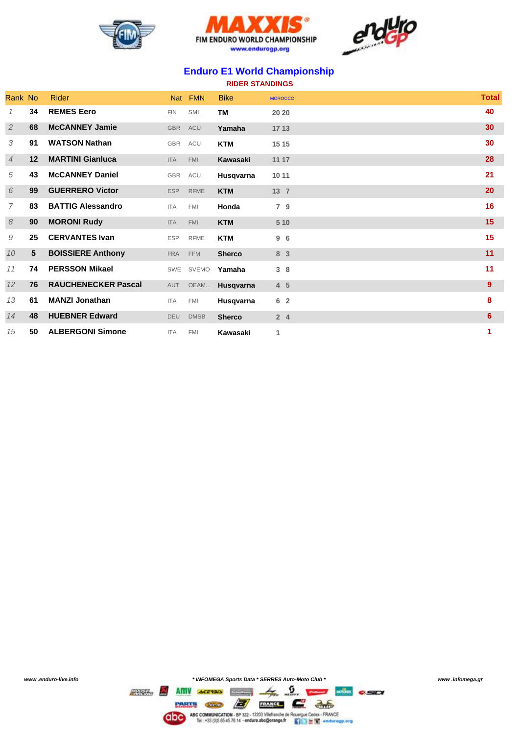FIM ENDURO WORLD CHAMPIONSHIP
www.endurogp.org

## Enduro E1 World Championship

### RIDER STANDINGS

| Rank | No | Rider | Nat | FMN | Bike | MOROCCO | Total |
|---|---|---|---|---|---|---|---|
| 1 | 34 | REMES Eero | FIN | SML | TM | 20 20 | 40 |
| 2 | 68 | McCANNEY Jamie | GBR | ACU | Yamaha | 17 13 | 30 |
| 3 | 91 | WATSON Nathan | GBR | ACU | KTM | 15 15 | 30 |
| 4 | 12 | MARTINI Gianluca | ITA | FMI | Kawasaki | 11 17 | 28 |
| 5 | 43 | McCANNEY Daniel | GBR | ACU | Husqvarna | 10 11 | 21 |
| 6 | 99 | GUERRERO Victor | ESP | RFME | KTM | 13 7 | 20 |
| 7 | 83 | BATTIG Alessandro | ITA | FMI | Honda | 7 9 | 16 |
| 8 | 90 | MORONI Rudy | ITA | FMI | KTM | 5 10 | 15 |
| 9 | 25 | CERVANTES Ivan | ESP | RFME | KTM | 9 6 | 15 |
| 10 | 5 | BOISSIERE Anthony | FRA | FFM | Sherco | 8 3 | 11 |
| 11 | 74 | PERSSON Mikael | SWE | SVEMO | Yamaha | 3 8 | 11 |
| 12 | 76 | RAUCHENECKER Pascal | AUT | OEAM... | Husqvarna | 4 5 | 9 |
| 13 | 61 | MANZI Jonathan | ITA | FMI | Husqvarna | 6 2 | 8 |
| 14 | 48 | HUEBNER Edward | DEU | DMSB | Sherco | 2 4 | 6 |
| 15 | 50 | ALBERGONI Simone | ITA | FMI | Kawasaki | 1 | 1 |

www .enduro-live.info

* INFOMEGA Sports Data * SERRES Auto-Moto Club *

www .infomega.gr

ABC COMMUNICATION - BP 322 - 12203 Villefranche de Rouergue Cedex - FRANCE
Tel : +33 (0)5.65.45.76.14 - enduro.abc@orange.fr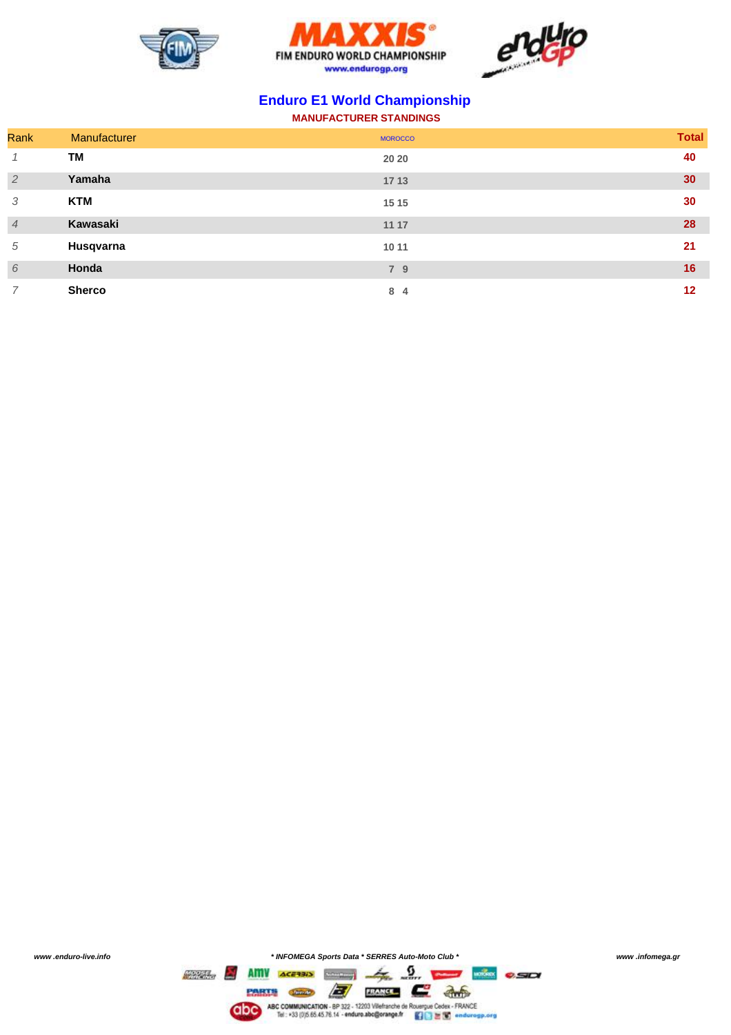# Enduro E1 World Championship

### MANUFACTURER STANDINGS

| Rank | Manufacturer | MOROCCO | Total |
|---|---|---|---|
| 1 | TM | 20 20 | 40 |
| 2 | Yamaha | 17 13 | 30 |
| 3 | KTM | 15 15 | 30 |
| 4 | Kawasaki | 11 17 | 28 |
| 5 | Husqvarna | 10 11 | 21 |
| 6 | Honda | 7 9 | 16 |
| 7 | Sherco | 8 4 | 12 |

*www .enduro-live.info* *\* INFOMEGA Sports Data \* SERRES Auto-Moto Club \** *www .infomega.gr*

ABC COMMUNICATION - BP 322 - 12203 Villefranche de Rouergue Cedex - FRANCE
Tel : +33 (0)5.65.45.76.14 - enduro.abc@orange.fr